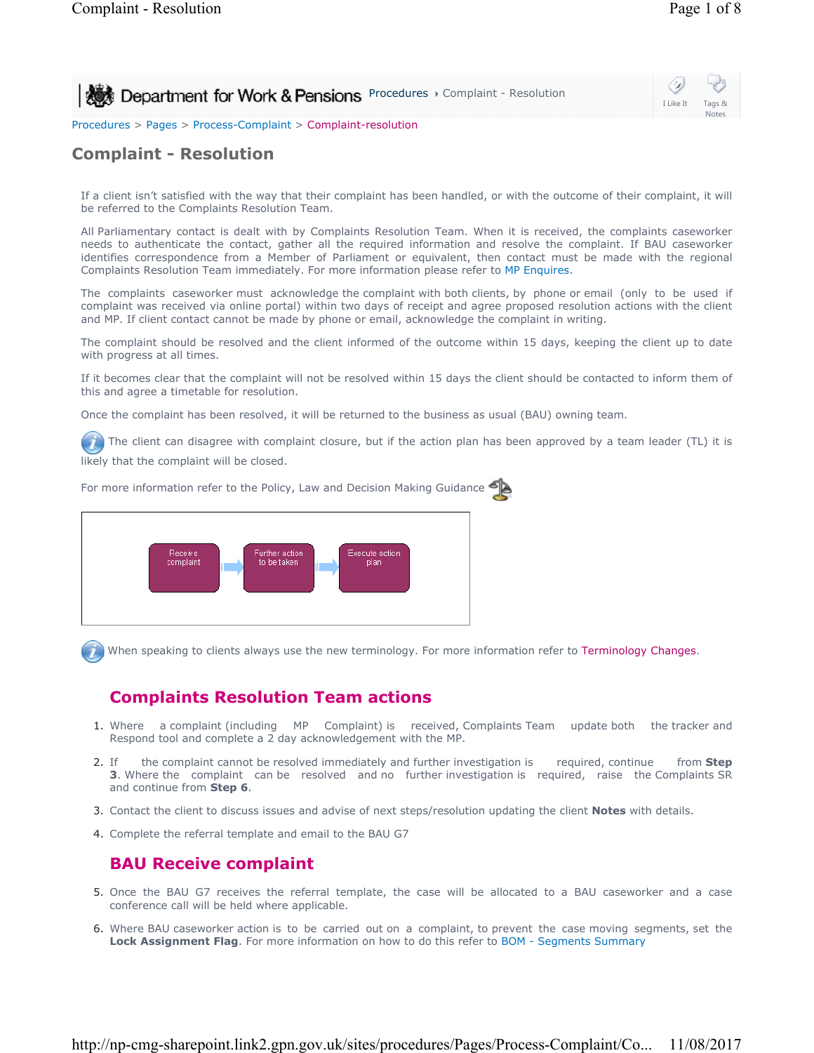Department for Work & Pensions Procedures › Complaint - Resolution

Procedures > Pages > Process-Complaint > Complaint-resolution

# Complaint - Resolution

If a client isn't satisfied with the way that their complaint has been handled, or with the outcome of their complaint, it will be referred to the Complaints Resolution Team.

All Parliamentary contact is dealt with by Complaints Resolution Team. When it is received, the complaints caseworker needs to authenticate the contact, gather all the required information and resolve the complaint. If BAU caseworker identifies correspondence from a Member of Parliament or equivalent, then contact must be made with the regional Complaints Resolution Team immediately. For more information please refer to MP Enquires.

The complaints caseworker must acknowledge the complaint with both clients, by phone or email (only to be used if complaint was received via online portal) within two days of receipt and agree proposed resolution actions with the client and MP. If client contact cannot be made by phone or email, acknowledge the complaint in writing.

The complaint should be resolved and the client informed of the outcome within 15 days, keeping the client up to date with progress at all times.

If it becomes clear that the complaint will not be resolved within 15 days the client should be contacted to inform them of this and agree a timetable for resolution.

Once the complaint has been resolved, it will be returned to the business as usual (BAU) owning team.

The client can disagree with complaint closure, but if the action plan has been approved by a team leader (TL) it is likely that the complaint will be closed.

For more information refer to the Policy, Law and Decision Making Guidance

Receive complaint → Further action to be taken → Execute action plan

When speaking to clients always use the new terminology. For more information refer to Terminology Changes.

## Complaints Resolution Team actions

1. Where a complaint (including MP Complaint) is received, Complaints Team update both the tracker and Respond tool and complete a 2 day acknowledgement with the MP.
2. If the complaint cannot be resolved immediately and further investigation is required, continue from **Step 3**. Where the complaint can be resolved and no further investigation is required, raise the Complaints SR and continue from **Step 6**.
3. Contact the client to discuss issues and advise of next steps/resolution updating the client **Notes** with details.
4. Complete the referral template and email to the BAU G7

## BAU Receive complaint

5. Once the BAU G7 receives the referral template, the case will be allocated to a BAU caseworker and a case conference call will be held where applicable.
6. Where BAU caseworker action is to be carried out on a complaint, to prevent the case moving segments, set the **Lock Assignment Flag**. For more information on how to do this refer to BOM - Segments Summary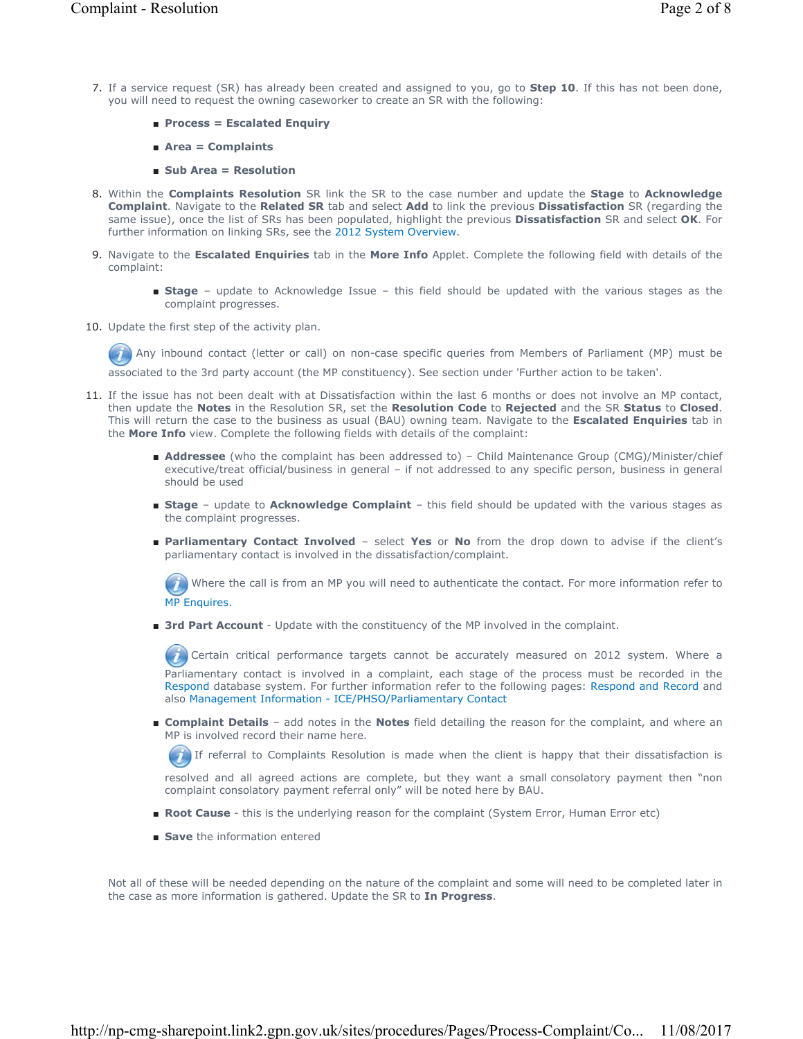7. If a service request (SR) has already been created and assigned to you, go to **Step 10**. If this has not been done, you will need to request the owning caseworker to create an SR with the following:

   - **Process = Escalated Enquiry**
   - **Area = Complaints**
   - **Sub Area = Resolution**

8. Within the **Complaints Resolution** SR link the SR to the case number and update the **Stage** to **Acknowledge Complaint**. Navigate to the **Related SR** tab and select **Add** to link the previous **Dissatisfaction** SR (regarding the same issue), once the list of SRs has been populated, highlight the previous **Dissatisfaction** SR and select **OK**. For further information on linking SRs, see the 2012 System Overview.

9. Navigate to the **Escalated Enquiries** tab in the **More Info** Applet. Complete the following field with details of the complaint:

   - **Stage** – update to Acknowledge Issue – this field should be updated with the various stages as the complaint progresses.

10. Update the first step of the activity plan.

    Any inbound contact (letter or call) on non-case specific queries from Members of Parliament (MP) must be associated to the 3rd party account (the MP constituency). See section under 'Further action to be taken'.

11. If the issue has not been dealt with at Dissatisfaction within the last 6 months or does not involve an MP contact, then update the **Notes** in the Resolution SR, set the **Resolution Code** to **Rejected** and the SR **Status** to **Closed**. This will return the case to the business as usual (BAU) owning team. Navigate to the **Escalated Enquiries** tab in the **More Info** view. Complete the following fields with details of the complaint:

    - **Addressee** (who the complaint has been addressed to) – Child Maintenance Group (CMG)/Minister/chief executive/treat official/business in general – if not addressed to any specific person, business in general should be used
    - **Stage** – update to **Acknowledge Complaint** – this field should be updated with the various stages as the complaint progresses.
    - **Parliamentary Contact Involved** – select **Yes** or **No** from the drop down to advise if the client's parliamentary contact is involved in the dissatisfaction/complaint.

      Where the call is from an MP you will need to authenticate the contact. For more information refer to MP Enquires.

    - **3rd Part Account** - Update with the constituency of the MP involved in the complaint.

      Certain critical performance targets cannot be accurately measured on 2012 system. Where a Parliamentary contact is involved in a complaint, each stage of the process must be recorded in the Respond database system. For further information refer to the following pages: Respond and Record and also Management Information - ICE/PHSO/Parliamentary Contact

    - **Complaint Details** – add notes in the **Notes** field detailing the reason for the complaint, and where an MP is involved record their name here.

      If referral to Complaints Resolution is made when the client is happy that their dissatisfaction is resolved and all agreed actions are complete, but they want a small consolatory payment then "non complaint consolatory payment referral only" will be noted here by BAU.

    - **Root Cause** - this is the underlying reason for the complaint (System Error, Human Error etc)
    - **Save** the information entered

    Not all of these will be needed depending on the nature of the complaint and some will need to be completed later in the case as more information is gathered. Update the SR to **In Progress**.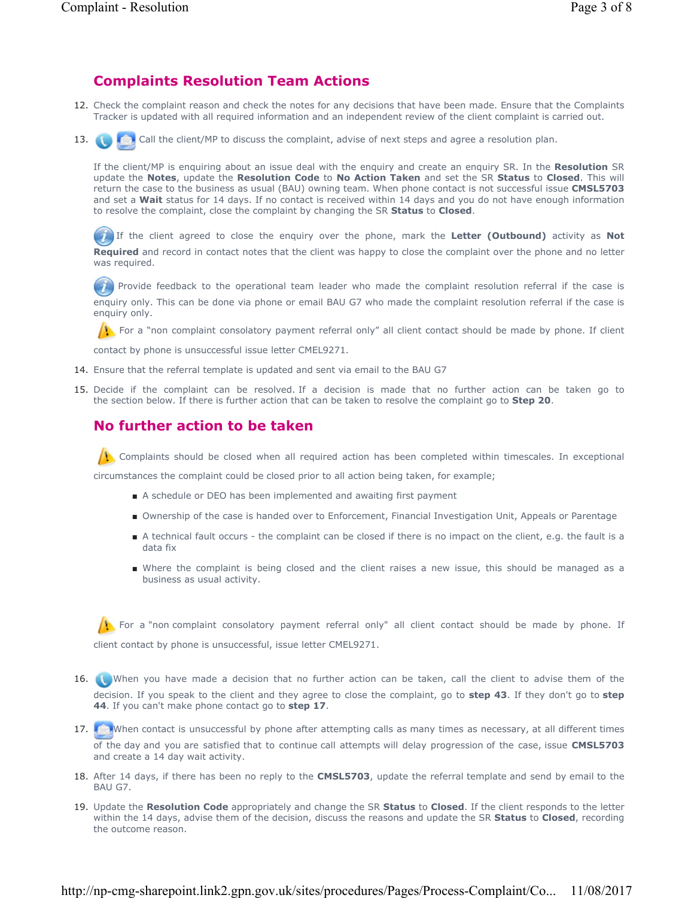## Complaints Resolution Team Actions

12. Check the complaint reason and check the notes for any decisions that have been made. Ensure that the Complaints Tracker is updated with all required information and an independent review of the client complaint is carried out.

13. Call the client/MP to discuss the complaint, advise of next steps and agree a resolution plan.

    If the client/MP is enquiring about an issue deal with the enquiry and create an enquiry SR. In the **Resolution** SR update the **Notes**, update the **Resolution Code** to **No Action Taken** and set the SR **Status** to **Closed**. This will return the case to the business as usual (BAU) owning team. When phone contact is not successful issue **CMSL5703** and set a **Wait** status for 14 days. If no contact is received within 14 days and you do not have enough information to resolve the complaint, close the complaint by changing the SR **Status** to **Closed**.

    If the client agreed to close the enquiry over the phone, mark the **Letter (Outbound)** activity as **Not Required** and record in contact notes that the client was happy to close the complaint over the phone and no letter was required.

    Provide feedback to the operational team leader who made the complaint resolution referral if the case is enquiry only. This can be done via phone or email BAU G7 who made the complaint resolution referral if the case is enquiry only.

    For a "non complaint consolatory payment referral only" all client contact should be made by phone. If client contact by phone is unsuccessful issue letter CMEL9271.

14. Ensure that the referral template is updated and sent via email to the BAU G7

15. Decide if the complaint can be resolved. If a decision is made that no further action can be taken go to the section below. If there is further action that can be taken to resolve the complaint go to **Step 20**.

## No further action to be taken

Complaints should be closed when all required action has been completed within timescales. In exceptional circumstances the complaint could be closed prior to all action being taken, for example;

- A schedule or DEO has been implemented and awaiting first payment
- Ownership of the case is handed over to Enforcement, Financial Investigation Unit, Appeals or Parentage
- A technical fault occurs - the complaint can be closed if there is no impact on the client, e.g. the fault is a data fix
- Where the complaint is being closed and the client raises a new issue, this should be managed as a business as usual activity.

For a "non complaint consolatory payment referral only" all client contact should be made by phone. If client contact by phone is unsuccessful, issue letter CMEL9271.

16. When you have made a decision that no further action can be taken, call the client to advise them of the decision. If you speak to the client and they agree to close the complaint, go to **step 43**. If they don't go to **step 44**. If you can't make phone contact go to **step 17**.

17. When contact is unsuccessful by phone after attempting calls as many times as necessary, at all different times of the day and you are satisfied that to continue call attempts will delay progression of the case, issue **CMSL5703** and create a 14 day wait activity.

18. After 14 days, if there has been no reply to the **CMSL5703**, update the referral template and send by email to the BAU G7.

19. Update the **Resolution Code** appropriately and change the SR **Status** to **Closed**. If the client responds to the letter within the 14 days, advise them of the decision, discuss the reasons and update the SR **Status** to **Closed**, recording the outcome reason.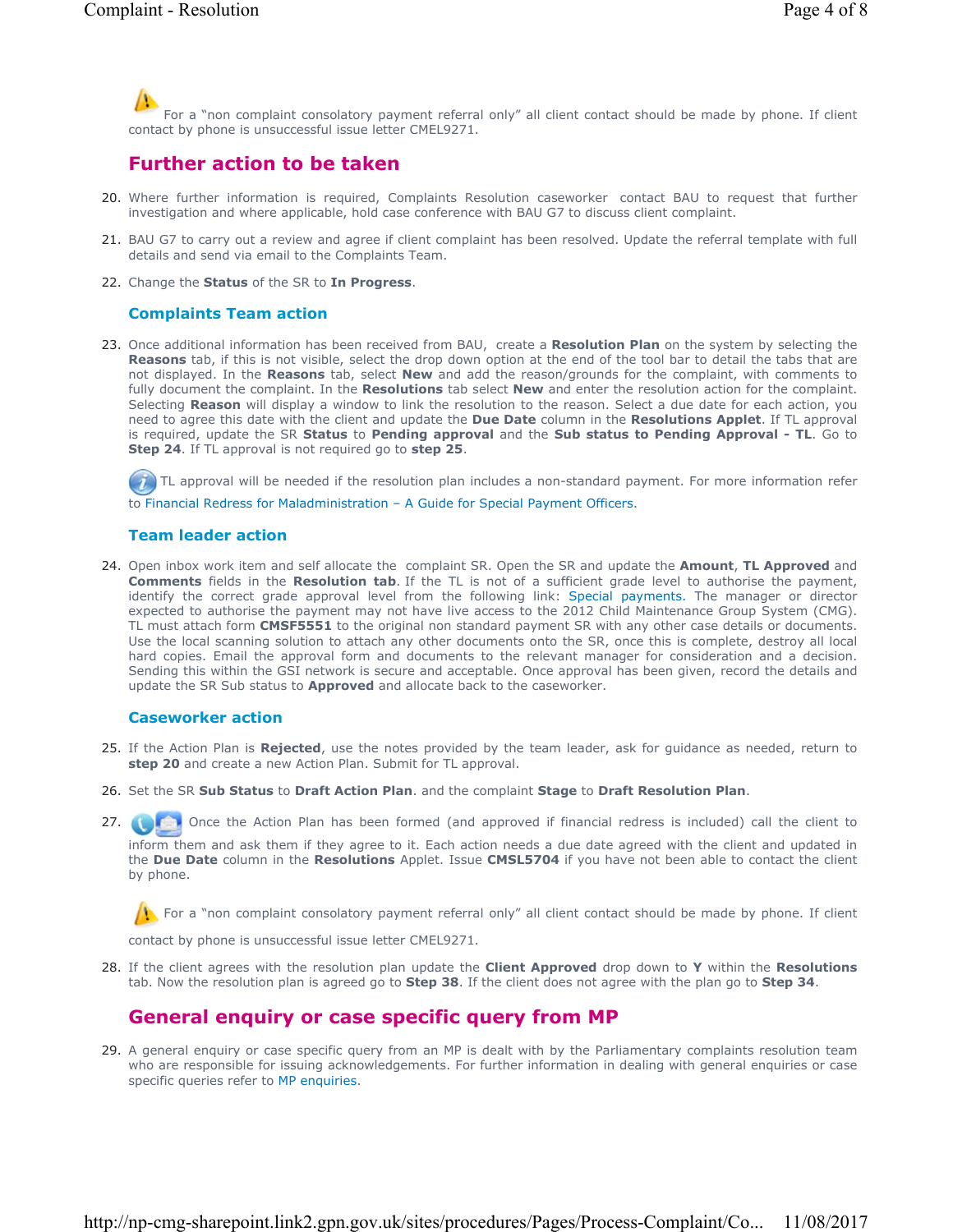For a "non complaint consolatory payment referral only" all client contact should be made by phone. If client contact by phone is unsuccessful issue letter CMEL9271.

## Further action to be taken

20. Where further information is required, Complaints Resolution caseworker contact BAU to request that further investigation and where applicable, hold case conference with BAU G7 to discuss client complaint.
21. BAU G7 to carry out a review and agree if client complaint has been resolved. Update the referral template with full details and send via email to the Complaints Team.
22. Change the **Status** of the SR to **In Progress**.

### Complaints Team action

23. Once additional information has been received from BAU, create a **Resolution Plan** on the system by selecting the **Reasons** tab, if this is not visible, select the drop down option at the end of the tool bar to detail the tabs that are not displayed. In the **Reasons** tab, select **New** and add the reason/grounds for the complaint, with comments to fully document the complaint. In the **Resolutions** tab select **New** and enter the resolution action for the complaint. Selecting **Reason** will display a window to link the resolution to the reason. Select a due date for each action, you need to agree this date with the client and update the **Due Date** column in the **Resolutions Applet**. If TL approval is required, update the SR **Status** to **Pending approval** and the **Sub status to Pending Approval - TL**. Go to **Step 24**. If TL approval is not required go to **step 25**.

TL approval will be needed if the resolution plan includes a non-standard payment. For more information refer to Financial Redress for Maladministration – A Guide for Special Payment Officers.

### Team leader action

24. Open inbox work item and self allocate the complaint SR. Open the SR and update the **Amount**, **TL Approved** and **Comments** fields in the **Resolution tab**. If the TL is not of a sufficient grade level to authorise the payment, identify the correct grade approval level from the following link: Special payments. The manager or director expected to authorise the payment may not have live access to the 2012 Child Maintenance Group System (CMG). TL must attach form **CMSF5551** to the original non standard payment SR with any other case details or documents. Use the local scanning solution to attach any other documents onto the SR, once this is complete, destroy all local hard copies. Email the approval form and documents to the relevant manager for consideration and a decision. Sending this within the GSI network is secure and acceptable. Once approval has been given, record the details and update the SR Sub status to **Approved** and allocate back to the caseworker.

### Caseworker action

25. If the Action Plan is **Rejected**, use the notes provided by the team leader, ask for guidance as needed, return to **step 20** and create a new Action Plan. Submit for TL approval.
26. Set the SR **Sub Status** to **Draft Action Plan**. and the complaint **Stage** to **Draft Resolution Plan**.
27. Once the Action Plan has been formed (and approved if financial redress is included) call the client to inform them and ask them if they agree to it. Each action needs a due date agreed with the client and updated in the **Due Date** column in the **Resolutions** Applet. Issue **CMSL5704** if you have not been able to contact the client by phone.

   For a "non complaint consolatory payment referral only" all client contact should be made by phone. If client contact by phone is unsuccessful issue letter CMEL9271.

28. If the client agrees with the resolution plan update the **Client Approved** drop down to **Y** within the **Resolutions** tab. Now the resolution plan is agreed go to **Step 38**. If the client does not agree with the plan go to **Step 34**.

## General enquiry or case specific query from MP

29. A general enquiry or case specific query from an MP is dealt with by the Parliamentary complaints resolution team who are responsible for issuing acknowledgements. For further information in dealing with general enquiries or case specific queries refer to MP enquiries.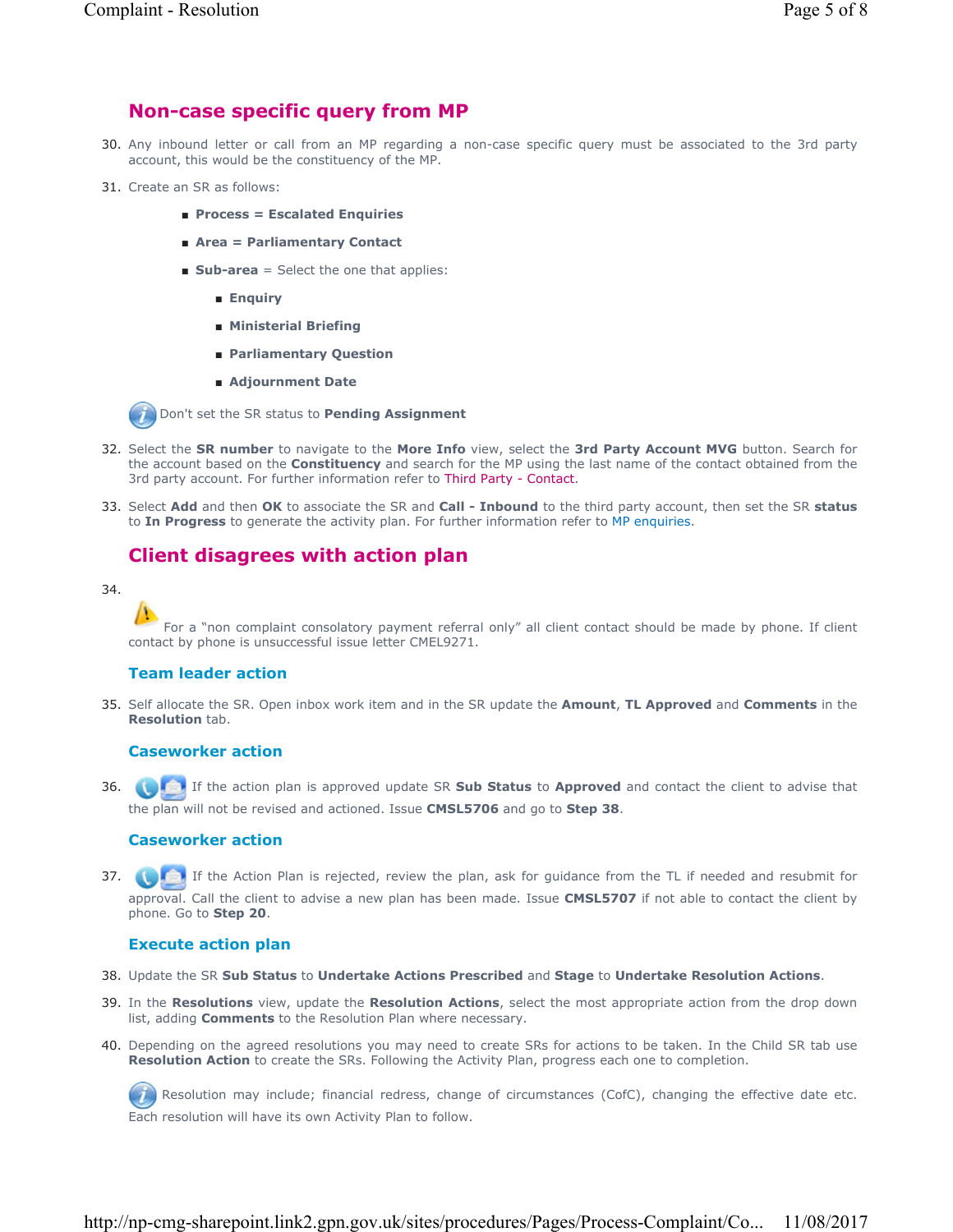## Non-case specific query from MP

30. Any inbound letter or call from an MP regarding a non-case specific query must be associated to the 3rd party account, this would be the constituency of the MP.

31. Create an SR as follows:

    - **Process = Escalated Enquiries**
    - **Area = Parliamentary Contact**
    - **Sub-area** = Select the one that applies:
        - **Enquiry**
        - **Ministerial Briefing**
        - **Parliamentary Question**
        - **Adjournment Date**

    Don't set the SR status to **Pending Assignment**

32. Select the **SR number** to navigate to the **More Info** view, select the **3rd Party Account MVG** button. Search for the account based on the **Constituency** and search for the MP using the last name of the contact obtained from the 3rd party account. For further information refer to Third Party - Contact.

33. Select **Add** and then **OK** to associate the SR and **Call - Inbound** to the third party account, then set the SR **status** to **In Progress** to generate the activity plan. For further information refer to MP enquiries.

## Client disagrees with action plan

34. For a "non complaint consolatory payment referral only" all client contact should be made by phone. If client contact by phone is unsuccessful issue letter CMEL9271.

### Team leader action

35. Self allocate the SR. Open inbox work item and in the SR update the **Amount**, **TL Approved** and **Comments** in the **Resolution** tab.

### Caseworker action

36. If the action plan is approved update SR **Sub Status** to **Approved** and contact the client to advise that the plan will not be revised and actioned. Issue **CMSL5706** and go to **Step 38**.

### Caseworker action

37. If the Action Plan is rejected, review the plan, ask for guidance from the TL if needed and resubmit for approval. Call the client to advise a new plan has been made. Issue **CMSL5707** if not able to contact the client by phone. Go to **Step 20**.

### Execute action plan

38. Update the SR **Sub Status** to **Undertake Actions Prescribed** and **Stage** to **Undertake Resolution Actions**.

39. In the **Resolutions** view, update the **Resolution Actions**, select the most appropriate action from the drop down list, adding **Comments** to the Resolution Plan where necessary.

40. Depending on the agreed resolutions you may need to create SRs for actions to be taken. In the Child SR tab use **Resolution Action** to create the SRs. Following the Activity Plan, progress each one to completion.

    Resolution may include; financial redress, change of circumstances (CofC), changing the effective date etc. Each resolution will have its own Activity Plan to follow.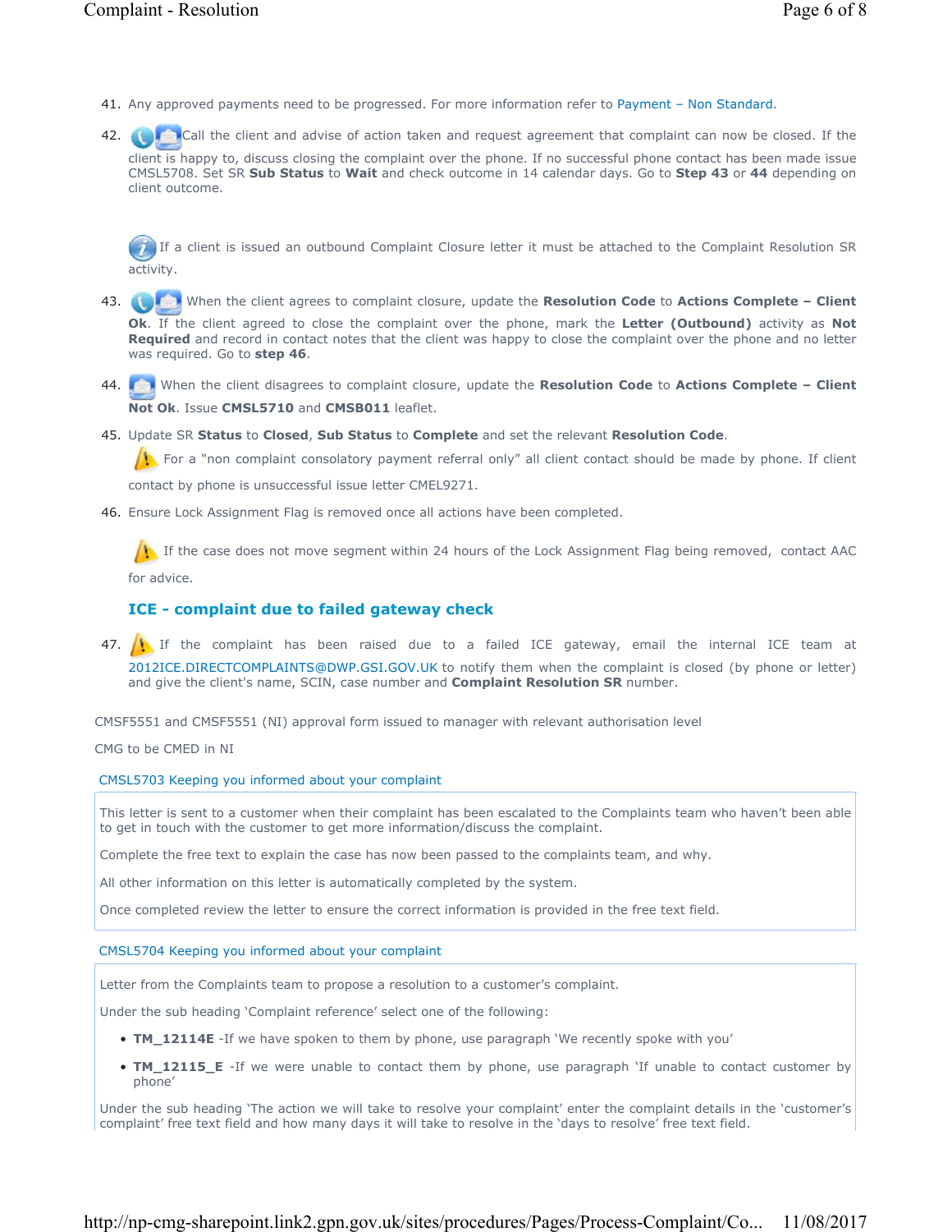41. Any approved payments need to be progressed. For more information refer to Payment – Non Standard.

42. Call the client and advise of action taken and request agreement that complaint can now be closed. If the client is happy to, discuss closing the complaint over the phone. If no successful phone contact has been made issue CMSL5708. Set SR **Sub Status** to **Wait** and check outcome in 14 calendar days. Go to **Step 43** or **44** depending on client outcome.

    If a client is issued an outbound Complaint Closure letter it must be attached to the Complaint Resolution SR activity.

43. When the client agrees to complaint closure, update the **Resolution Code** to **Actions Complete – Client Ok**. If the client agreed to close the complaint over the phone, mark the **Letter (Outbound)** activity as **Not Required** and record in contact notes that the client was happy to close the complaint over the phone and no letter was required. Go to **step 46**.

44. When the client disagrees to complaint closure, update the **Resolution Code** to **Actions Complete – Client Not Ok**. Issue **CMSL5710** and **CMSB011** leaflet.

45. Update SR **Status** to **Closed**, **Sub Status** to **Complete** and set the relevant **Resolution Code**.

    For a "non complaint consolatory payment referral only" all client contact should be made by phone. If client contact by phone is unsuccessful issue letter CMEL9271.

46. Ensure Lock Assignment Flag is removed once all actions have been completed.

    If the case does not move segment within 24 hours of the Lock Assignment Flag being removed, contact AAC for advice.

### ICE - complaint due to failed gateway check

47. If the complaint has been raised due to a failed ICE gateway, email the internal ICE team at 2012ICE.DIRECTCOMPLAINTS@DWP.GSI.GOV.UK to notify them when the complaint is closed (by phone or letter) and give the client's name, SCIN, case number and **Complaint Resolution SR** number.

CMSF5551 and CMSF5551 (NI) approval form issued to manager with relevant authorisation level

CMG to be CMED in NI

#### CMSL5703 Keeping you informed about your complaint

This letter is sent to a customer when their complaint has been escalated to the Complaints team who haven't been able to get in touch with the customer to get more information/discuss the complaint.

Complete the free text to explain the case has now been passed to the complaints team, and why.

All other information on this letter is automatically completed by the system.

Once completed review the letter to ensure the correct information is provided in the free text field.

#### CMSL5704 Keeping you informed about your complaint

Letter from the Complaints team to propose a resolution to a customer's complaint.

Under the sub heading 'Complaint reference' select one of the following:

- **TM_12114E** -If we have spoken to them by phone, use paragraph 'We recently spoke with you'
- **TM_12115_E** -If we were unable to contact them by phone, use paragraph 'If unable to contact customer by phone'

Under the sub heading 'The action we will take to resolve your complaint' enter the complaint details in the 'customer's complaint' free text field and how many days it will take to resolve in the 'days to resolve' free text field.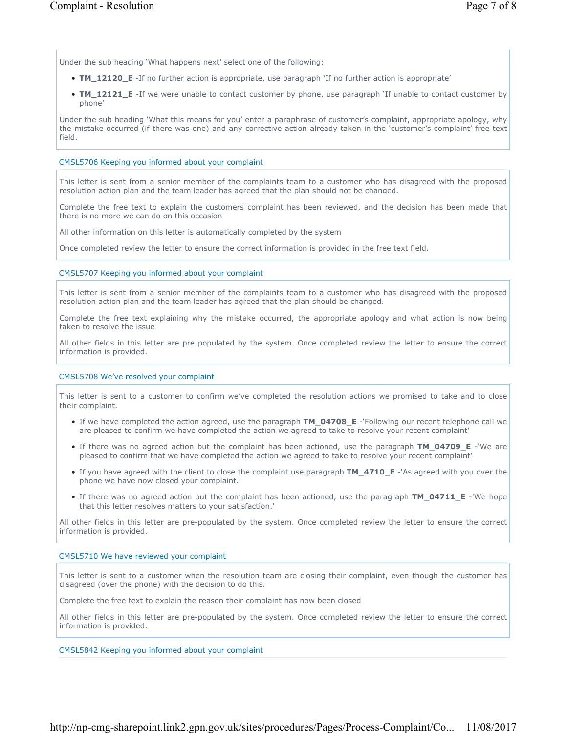Under the sub heading 'What happens next' select one of the following:

- **TM_12120_E** -If no further action is appropriate, use paragraph 'If no further action is appropriate'
- **TM_12121_E** -If we were unable to contact customer by phone, use paragraph 'If unable to contact customer by phone'

Under the sub heading 'What this means for you' enter a paraphrase of customer's complaint, appropriate apology, why the mistake occurred (if there was one) and any corrective action already taken in the 'customer's complaint' free text field.

### CMSL5706 Keeping you informed about your complaint

This letter is sent from a senior member of the complaints team to a customer who has disagreed with the proposed resolution action plan and the team leader has agreed that the plan should not be changed.

Complete the free text to explain the customers complaint has been reviewed, and the decision has been made that there is no more we can do on this occasion

All other information on this letter is automatically completed by the system

Once completed review the letter to ensure the correct information is provided in the free text field.

### CMSL5707 Keeping you informed about your complaint

This letter is sent from a senior member of the complaints team to a customer who has disagreed with the proposed resolution action plan and the team leader has agreed that the plan should be changed.

Complete the free text explaining why the mistake occurred, the appropriate apology and what action is now being taken to resolve the issue

All other fields in this letter are pre populated by the system. Once completed review the letter to ensure the correct information is provided.

### CMSL5708 We've resolved your complaint

This letter is sent to a customer to confirm we've completed the resolution actions we promised to take and to close their complaint.

- If we have completed the action agreed, use the paragraph **TM_04708_E** -'Following our recent telephone call we are pleased to confirm we have completed the action we agreed to take to resolve your recent complaint'
- If there was no agreed action but the complaint has been actioned, use the paragraph **TM_04709_E** -'We are pleased to confirm that we have completed the action we agreed to take to resolve your recent complaint'
- If you have agreed with the client to close the complaint use paragraph **TM_4710_E** -'As agreed with you over the phone we have now closed your complaint.'
- If there was no agreed action but the complaint has been actioned, use the paragraph **TM_04711_E** -'We hope that this letter resolves matters to your satisfaction.'

All other fields in this letter are pre-populated by the system. Once completed review the letter to ensure the correct information is provided.

### CMSL5710 We have reviewed your complaint

This letter is sent to a customer when the resolution team are closing their complaint, even though the customer has disagreed (over the phone) with the decision to do this.

Complete the free text to explain the reason their complaint has now been closed

All other fields in this letter are pre-populated by the system. Once completed review the letter to ensure the correct information is provided.

### CMSL5842 Keeping you informed about your complaint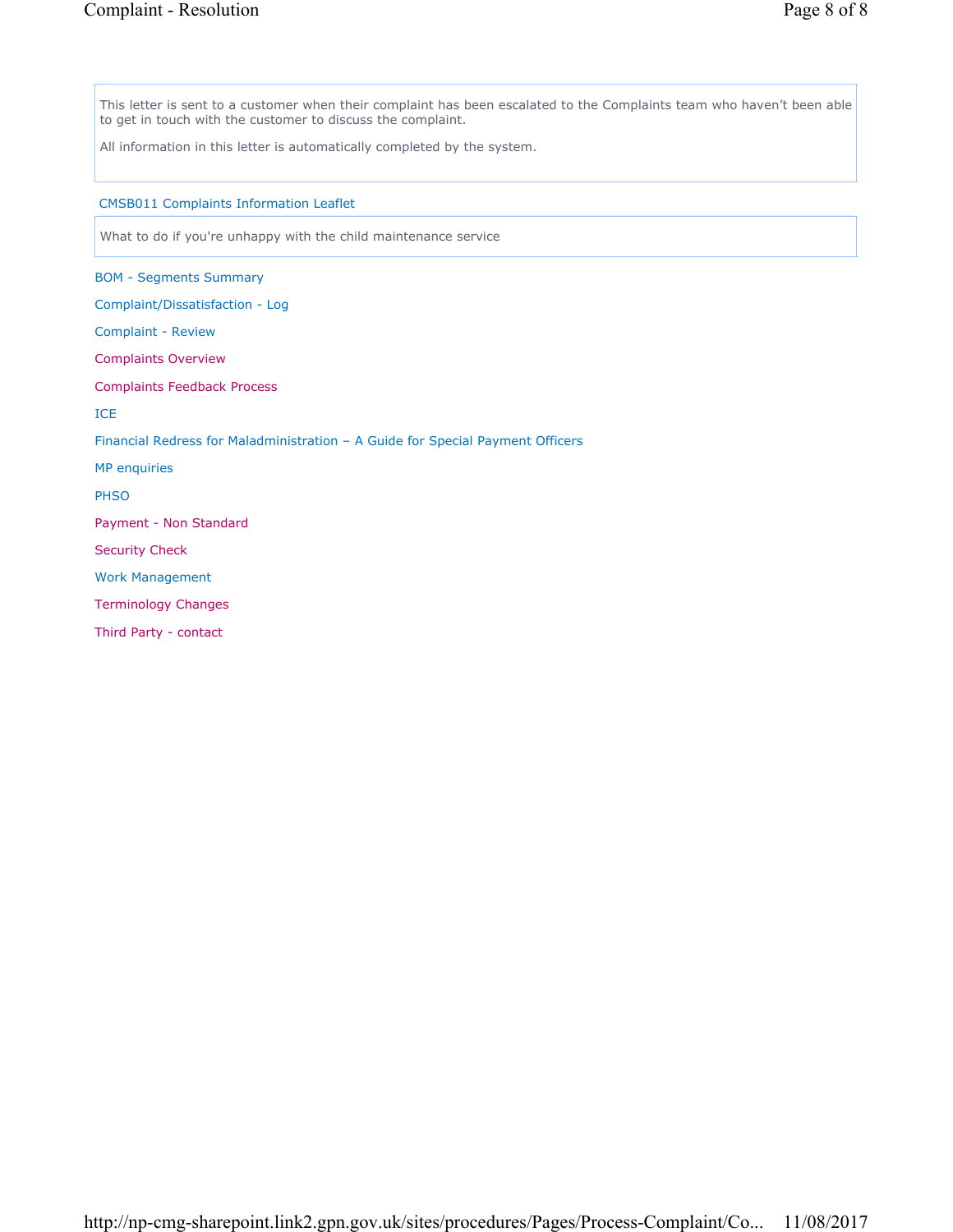This letter is sent to a customer when their complaint has been escalated to the Complaints team who haven't been able to get in touch with the customer to discuss the complaint.

All information in this letter is automatically completed by the system.

CMSB011 Complaints Information Leaflet

What to do if you're unhappy with the child maintenance service

BOM - Segments Summary

Complaint/Dissatisfaction - Log

Complaint - Review

Complaints Overview

Complaints Feedback Process

ICE

Financial Redress for Maladministration – A Guide for Special Payment Officers

MP enquiries

PHSO

Payment - Non Standard

Security Check

Work Management

Terminology Changes

Third Party - contact